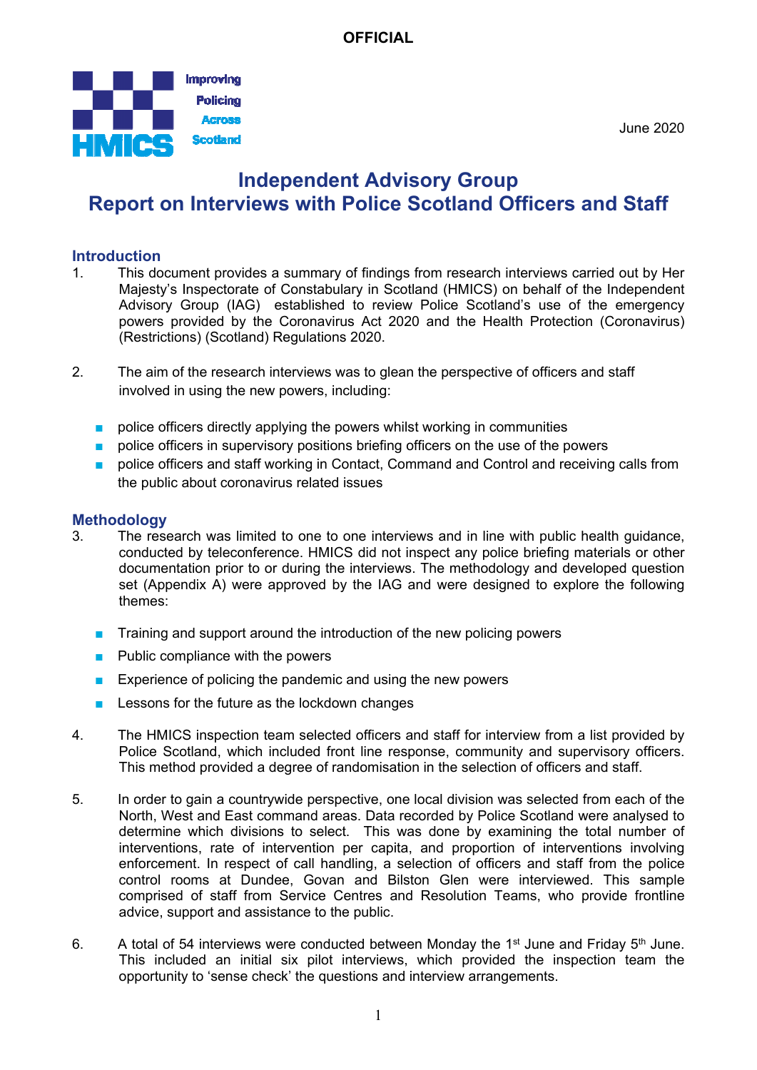**OFFICIAL**

Improving Policing Across Scotland

HMICS

June 2020

# Independent Advisory Group
# Report on Interviews with Police Scotland Officers and Staff

## Introduction

1. This document provides a summary of findings from research interviews carried out by Her Majesty's Inspectorate of Constabulary in Scotland (HMICS) on behalf of the Independent Advisory Group (IAG) established to review Police Scotland's use of the emergency powers provided by the Coronavirus Act 2020 and the Health Protection (Coronavirus) (Restrictions) (Scotland) Regulations 2020.

2. The aim of the research interviews was to glean the perspective of officers and staff involved in using the new powers, including:

   - police officers directly applying the powers whilst working in communities
   - police officers in supervisory positions briefing officers on the use of the powers
   - police officers and staff working in Contact, Command and Control and receiving calls from the public about coronavirus related issues

## Methodology

3. The research was limited to one to one interviews and in line with public health guidance, conducted by teleconference. HMICS did not inspect any police briefing materials or other documentation prior to or during the interviews. The methodology and developed question set (Appendix A) were approved by the IAG and were designed to explore the following themes:

   - Training and support around the introduction of the new policing powers
   - Public compliance with the powers
   - Experience of policing the pandemic and using the new powers
   - Lessons for the future as the lockdown changes

4. The HMICS inspection team selected officers and staff for interview from a list provided by Police Scotland, which included front line response, community and supervisory officers. This method provided a degree of randomisation in the selection of officers and staff.

5. In order to gain a countrywide perspective, one local division was selected from each of the North, West and East command areas. Data recorded by Police Scotland were analysed to determine which divisions to select. This was done by examining the total number of interventions, rate of intervention per capita, and proportion of interventions involving enforcement. In respect of call handling, a selection of officers and staff from the police control rooms at Dundee, Govan and Bilston Glen were interviewed. This sample comprised of staff from Service Centres and Resolution Teams, who provide frontline advice, support and assistance to the public.

6. A total of 54 interviews were conducted between Monday the 1st June and Friday 5th June. This included an initial six pilot interviews, which provided the inspection team the opportunity to 'sense check' the questions and interview arrangements.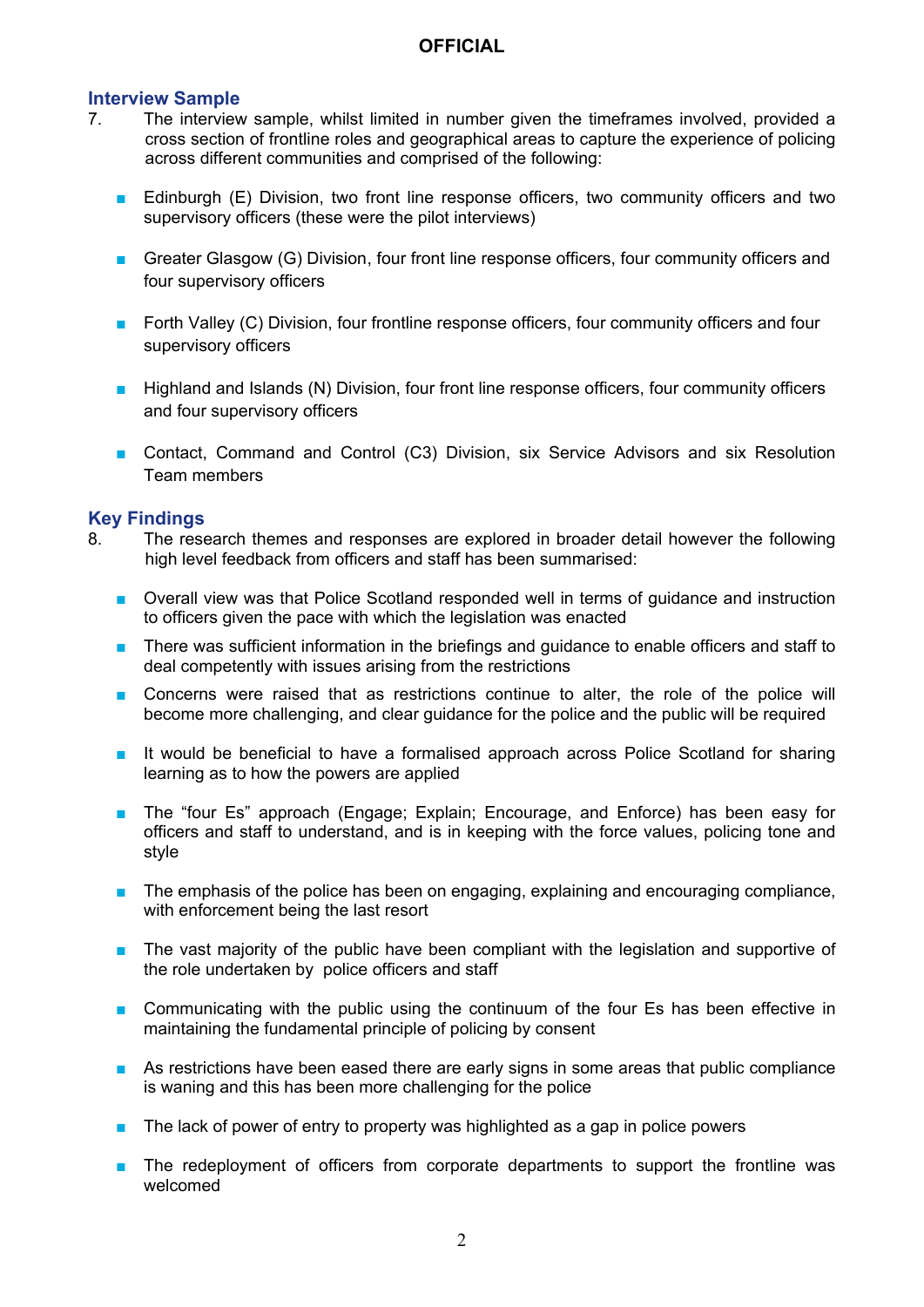## Interview Sample

7. The interview sample, whilst limited in number given the timeframes involved, provided a cross section of frontline roles and geographical areas to capture the experience of policing across different communities and comprised of the following:

    - Edinburgh (E) Division, two front line response officers, two community officers and two supervisory officers (these were the pilot interviews)
    - Greater Glasgow (G) Division, four front line response officers, four community officers and four supervisory officers
    - Forth Valley (C) Division, four frontline response officers, four community officers and four supervisory officers
    - Highland and Islands (N) Division, four front line response officers, four community officers and four supervisory officers
    - Contact, Command and Control (C3) Division, six Service Advisors and six Resolution Team members

## Key Findings

8. The research themes and responses are explored in broader detail however the following high level feedback from officers and staff has been summarised:

    - Overall view was that Police Scotland responded well in terms of guidance and instruction to officers given the pace with which the legislation was enacted
    - There was sufficient information in the briefings and guidance to enable officers and staff to deal competently with issues arising from the restrictions
    - Concerns were raised that as restrictions continue to alter, the role of the police will become more challenging, and clear guidance for the police and the public will be required
    - It would be beneficial to have a formalised approach across Police Scotland for sharing learning as to how the powers are applied
    - The "four Es" approach (Engage; Explain; Encourage, and Enforce) has been easy for officers and staff to understand, and is in keeping with the force values, policing tone and style
    - The emphasis of the police has been on engaging, explaining and encouraging compliance, with enforcement being the last resort
    - The vast majority of the public have been compliant with the legislation and supportive of the role undertaken by police officers and staff
    - Communicating with the public using the continuum of the four Es has been effective in maintaining the fundamental principle of policing by consent
    - As restrictions have been eased there are early signs in some areas that public compliance is waning and this has been more challenging for the police
    - The lack of power of entry to property was highlighted as a gap in police powers
    - The redeployment of officers from corporate departments to support the frontline was welcomed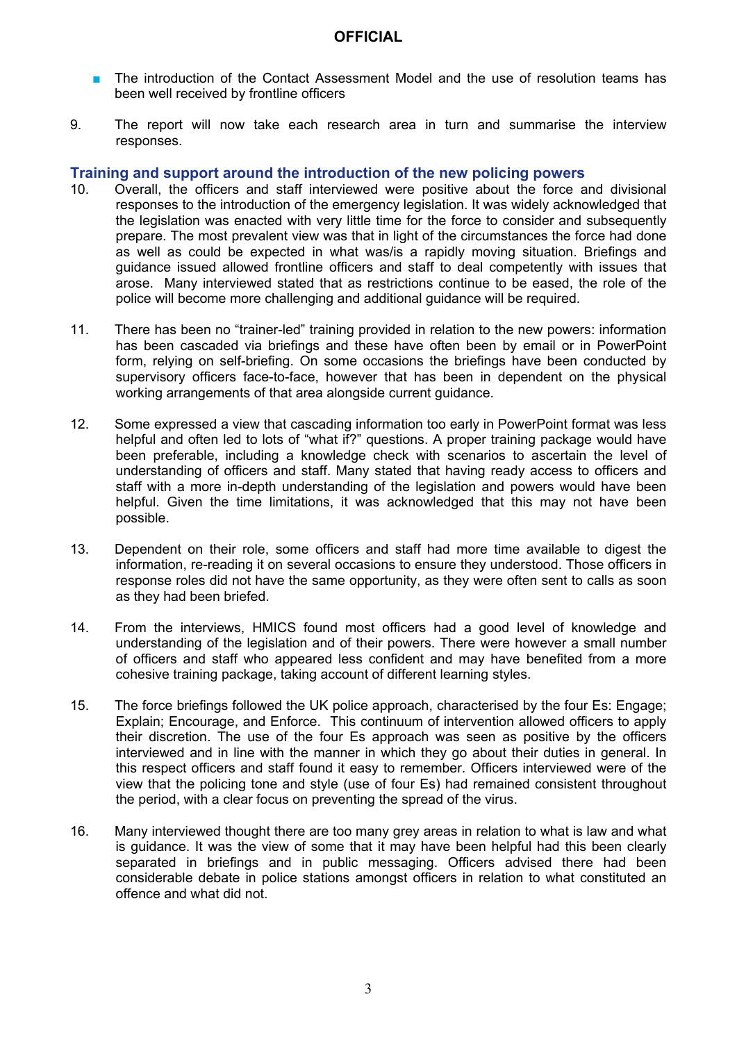- The introduction of the Contact Assessment Model and the use of resolution teams has been well received by frontline officers

9. The report will now take each research area in turn and summarise the interview responses.

## Training and support around the introduction of the new policing powers

10. Overall, the officers and staff interviewed were positive about the force and divisional responses to the introduction of the emergency legislation. It was widely acknowledged that the legislation was enacted with very little time for the force to consider and subsequently prepare. The most prevalent view was that in light of the circumstances the force had done as well as could be expected in what was/is a rapidly moving situation. Briefings and guidance issued allowed frontline officers and staff to deal competently with issues that arose. Many interviewed stated that as restrictions continue to be eased, the role of the police will become more challenging and additional guidance will be required.

11. There has been no "trainer-led" training provided in relation to the new powers: information has been cascaded via briefings and these have often been by email or in PowerPoint form, relying on self-briefing. On some occasions the briefings have been conducted by supervisory officers face-to-face, however that has been in dependent on the physical working arrangements of that area alongside current guidance.

12. Some expressed a view that cascading information too early in PowerPoint format was less helpful and often led to lots of "what if?" questions. A proper training package would have been preferable, including a knowledge check with scenarios to ascertain the level of understanding of officers and staff. Many stated that having ready access to officers and staff with a more in-depth understanding of the legislation and powers would have been helpful. Given the time limitations, it was acknowledged that this may not have been possible.

13. Dependent on their role, some officers and staff had more time available to digest the information, re-reading it on several occasions to ensure they understood. Those officers in response roles did not have the same opportunity, as they were often sent to calls as soon as they had been briefed.

14. From the interviews, HMICS found most officers had a good level of knowledge and understanding of the legislation and of their powers. There were however a small number of officers and staff who appeared less confident and may have benefited from a more cohesive training package, taking account of different learning styles.

15. The force briefings followed the UK police approach, characterised by the four Es: Engage; Explain; Encourage, and Enforce. This continuum of intervention allowed officers to apply their discretion. The use of the four Es approach was seen as positive by the officers interviewed and in line with the manner in which they go about their duties in general. In this respect officers and staff found it easy to remember. Officers interviewed were of the view that the policing tone and style (use of four Es) had remained consistent throughout the period, with a clear focus on preventing the spread of the virus.

16. Many interviewed thought there are too many grey areas in relation to what is law and what is guidance. It was the view of some that it may have been helpful had this been clearly separated in briefings and in public messaging. Officers advised there had been considerable debate in police stations amongst officers in relation to what constituted an offence and what did not.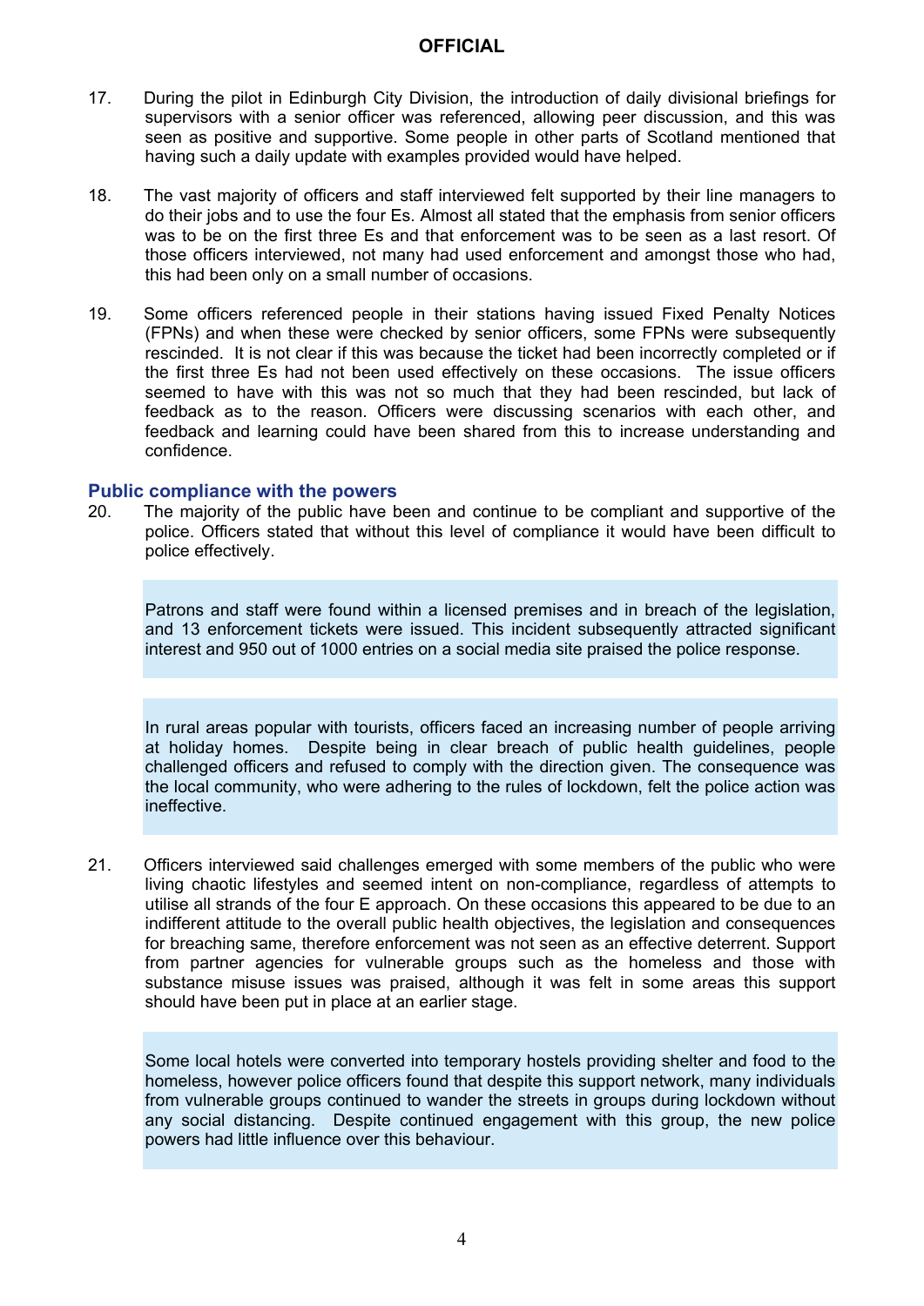17. During the pilot in Edinburgh City Division, the introduction of daily divisional briefings for supervisors with a senior officer was referenced, allowing peer discussion, and this was seen as positive and supportive. Some people in other parts of Scotland mentioned that having such a daily update with examples provided would have helped.

18. The vast majority of officers and staff interviewed felt supported by their line managers to do their jobs and to use the four Es. Almost all stated that the emphasis from senior officers was to be on the first three Es and that enforcement was to be seen as a last resort. Of those officers interviewed, not many had used enforcement and amongst those who had, this had been only on a small number of occasions.

19. Some officers referenced people in their stations having issued Fixed Penalty Notices (FPNs) and when these were checked by senior officers, some FPNs were subsequently rescinded. It is not clear if this was because the ticket had been incorrectly completed or if the first three Es had not been used effectively on these occasions. The issue officers seemed to have with this was not so much that they had been rescinded, but lack of feedback as to the reason. Officers were discussing scenarios with each other, and feedback and learning could have been shared from this to increase understanding and confidence.

### Public compliance with the powers

20. The majority of the public have been and continue to be compliant and supportive of the police. Officers stated that without this level of compliance it would have been difficult to police effectively.

> Patrons and staff were found within a licensed premises and in breach of the legislation, and 13 enforcement tickets were issued. This incident subsequently attracted significant interest and 950 out of 1000 entries on a social media site praised the police response.

> In rural areas popular with tourists, officers faced an increasing number of people arriving at holiday homes. Despite being in clear breach of public health guidelines, people challenged officers and refused to comply with the direction given. The consequence was the local community, who were adhering to the rules of lockdown, felt the police action was ineffective.

21. Officers interviewed said challenges emerged with some members of the public who were living chaotic lifestyles and seemed intent on non-compliance, regardless of attempts to utilise all strands of the four E approach. On these occasions this appeared to be due to an indifferent attitude to the overall public health objectives, the legislation and consequences for breaching same, therefore enforcement was not seen as an effective deterrent. Support from partner agencies for vulnerable groups such as the homeless and those with substance misuse issues was praised, although it was felt in some areas this support should have been put in place at an earlier stage.

> Some local hotels were converted into temporary hostels providing shelter and food to the homeless, however police officers found that despite this support network, many individuals from vulnerable groups continued to wander the streets in groups during lockdown without any social distancing. Despite continued engagement with this group, the new police powers had little influence over this behaviour.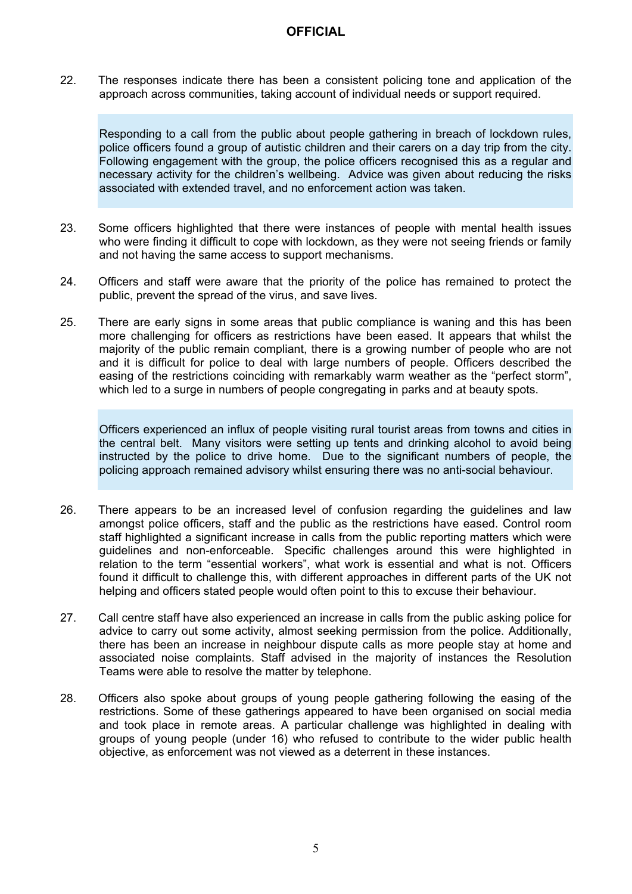22. The responses indicate there has been a consistent policing tone and application of the approach across communities, taking account of individual needs or support required.

> Responding to a call from the public about people gathering in breach of lockdown rules, police officers found a group of autistic children and their carers on a day trip from the city. Following engagement with the group, the police officers recognised this as a regular and necessary activity for the children's wellbeing. Advice was given about reducing the risks associated with extended travel, and no enforcement action was taken.

23. Some officers highlighted that there were instances of people with mental health issues who were finding it difficult to cope with lockdown, as they were not seeing friends or family and not having the same access to support mechanisms.

24. Officers and staff were aware that the priority of the police has remained to protect the public, prevent the spread of the virus, and save lives.

25. There are early signs in some areas that public compliance is waning and this has been more challenging for officers as restrictions have been eased. It appears that whilst the majority of the public remain compliant, there is a growing number of people who are not and it is difficult for police to deal with large numbers of people. Officers described the easing of the restrictions coinciding with remarkably warm weather as the "perfect storm", which led to a surge in numbers of people congregating in parks and at beauty spots.

> Officers experienced an influx of people visiting rural tourist areas from towns and cities in the central belt. Many visitors were setting up tents and drinking alcohol to avoid being instructed by the police to drive home. Due to the significant numbers of people, the policing approach remained advisory whilst ensuring there was no anti-social behaviour.

26. There appears to be an increased level of confusion regarding the guidelines and law amongst police officers, staff and the public as the restrictions have eased. Control room staff highlighted a significant increase in calls from the public reporting matters which were guidelines and non-enforceable. Specific challenges around this were highlighted in relation to the term "essential workers", what work is essential and what is not. Officers found it difficult to challenge this, with different approaches in different parts of the UK not helping and officers stated people would often point to this to excuse their behaviour.

27. Call centre staff have also experienced an increase in calls from the public asking police for advice to carry out some activity, almost seeking permission from the police. Additionally, there has been an increase in neighbour dispute calls as more people stay at home and associated noise complaints. Staff advised in the majority of instances the Resolution Teams were able to resolve the matter by telephone.

28. Officers also spoke about groups of young people gathering following the easing of the restrictions. Some of these gatherings appeared to have been organised on social media and took place in remote areas. A particular challenge was highlighted in dealing with groups of young people (under 16) who refused to contribute to the wider public health objective, as enforcement was not viewed as a deterrent in these instances.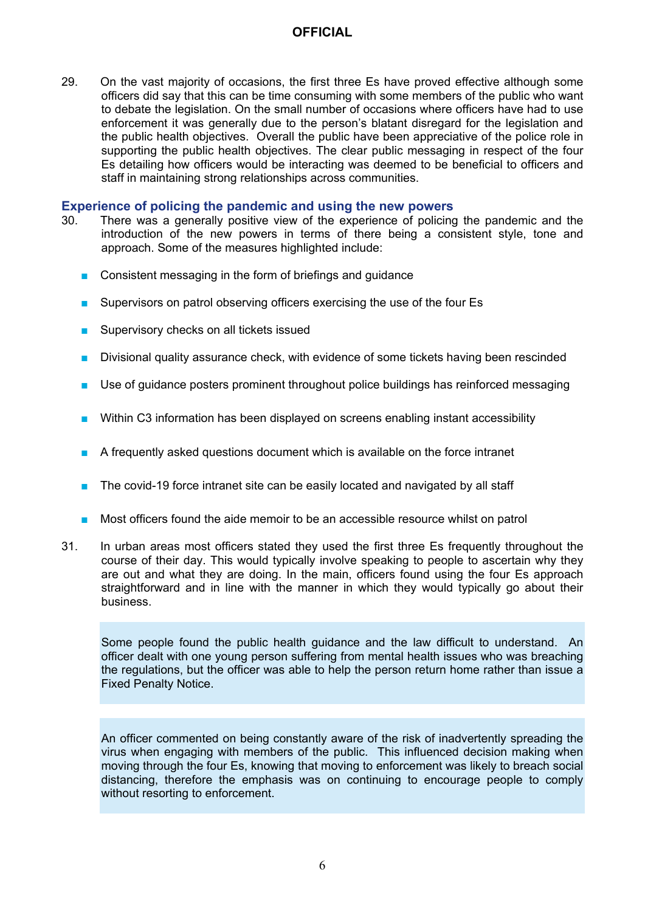29. On the vast majority of occasions, the first three Es have proved effective although some officers did say that this can be time consuming with some members of the public who want to debate the legislation. On the small number of occasions where officers have had to use enforcement it was generally due to the person's blatant disregard for the legislation and the public health objectives. Overall the public have been appreciative of the police role in supporting the public health objectives. The clear public messaging in respect of the four Es detailing how officers would be interacting was deemed to be beneficial to officers and staff in maintaining strong relationships across communities.

## Experience of policing the pandemic and using the new powers

30. There was a generally positive view of the experience of policing the pandemic and the introduction of the new powers in terms of there being a consistent style, tone and approach. Some of the measures highlighted include:

- Consistent messaging in the form of briefings and guidance
- Supervisors on patrol observing officers exercising the use of the four Es
- Supervisory checks on all tickets issued
- Divisional quality assurance check, with evidence of some tickets having been rescinded
- Use of guidance posters prominent throughout police buildings has reinforced messaging
- Within C3 information has been displayed on screens enabling instant accessibility
- A frequently asked questions document which is available on the force intranet
- The covid-19 force intranet site can be easily located and navigated by all staff
- Most officers found the aide memoir to be an accessible resource whilst on patrol

31. In urban areas most officers stated they used the first three Es frequently throughout the course of their day. This would typically involve speaking to people to ascertain why they are out and what they are doing. In the main, officers found using the four Es approach straightforward and in line with the manner in which they would typically go about their business.

> Some people found the public health guidance and the law difficult to understand. An officer dealt with one young person suffering from mental health issues who was breaching the regulations, but the officer was able to help the person return home rather than issue a Fixed Penalty Notice.

> An officer commented on being constantly aware of the risk of inadvertently spreading the virus when engaging with members of the public. This influenced decision making when moving through the four Es, knowing that moving to enforcement was likely to breach social distancing, therefore the emphasis was on continuing to encourage people to comply without resorting to enforcement.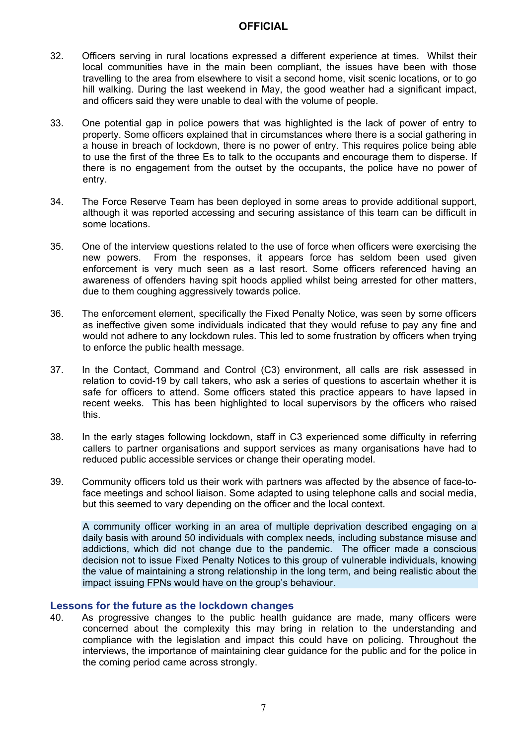32. Officers serving in rural locations expressed a different experience at times. Whilst their local communities have in the main been compliant, the issues have been with those travelling to the area from elsewhere to visit a second home, visit scenic locations, or to go hill walking. During the last weekend in May, the good weather had a significant impact, and officers said they were unable to deal with the volume of people.

33. One potential gap in police powers that was highlighted is the lack of power of entry to property. Some officers explained that in circumstances where there is a social gathering in a house in breach of lockdown, there is no power of entry. This requires police being able to use the first of the three Es to talk to the occupants and encourage them to disperse. If there is no engagement from the outset by the occupants, the police have no power of entry.

34. The Force Reserve Team has been deployed in some areas to provide additional support, although it was reported accessing and securing assistance of this team can be difficult in some locations.

35. One of the interview questions related to the use of force when officers were exercising the new powers. From the responses, it appears force has seldom been used given enforcement is very much seen as a last resort. Some officers referenced having an awareness of offenders having spit hoods applied whilst being arrested for other matters, due to them coughing aggressively towards police.

36. The enforcement element, specifically the Fixed Penalty Notice, was seen by some officers as ineffective given some individuals indicated that they would refuse to pay any fine and would not adhere to any lockdown rules. This led to some frustration by officers when trying to enforce the public health message.

37. In the Contact, Command and Control (C3) environment, all calls are risk assessed in relation to covid-19 by call takers, who ask a series of questions to ascertain whether it is safe for officers to attend. Some officers stated this practice appears to have lapsed in recent weeks. This has been highlighted to local supervisors by the officers who raised this.

38. In the early stages following lockdown, staff in C3 experienced some difficulty in referring callers to partner organisations and support services as many organisations have had to reduced public accessible services or change their operating model.

39. Community officers told us their work with partners was affected by the absence of face-to-face meetings and school liaison. Some adapted to using telephone calls and social media, but this seemed to vary depending on the officer and the local context.

> A community officer working in an area of multiple deprivation described engaging on a daily basis with around 50 individuals with complex needs, including substance misuse and addictions, which did not change due to the pandemic. The officer made a conscious decision not to issue Fixed Penalty Notices to this group of vulnerable individuals, knowing the value of maintaining a strong relationship in the long term, and being realistic about the impact issuing FPNs would have on the group's behaviour.

## Lessons for the future as the lockdown changes

40. As progressive changes to the public health guidance are made, many officers were concerned about the complexity this may bring in relation to the understanding and compliance with the legislation and impact this could have on policing. Throughout the interviews, the importance of maintaining clear guidance for the public and for the police in the coming period came across strongly.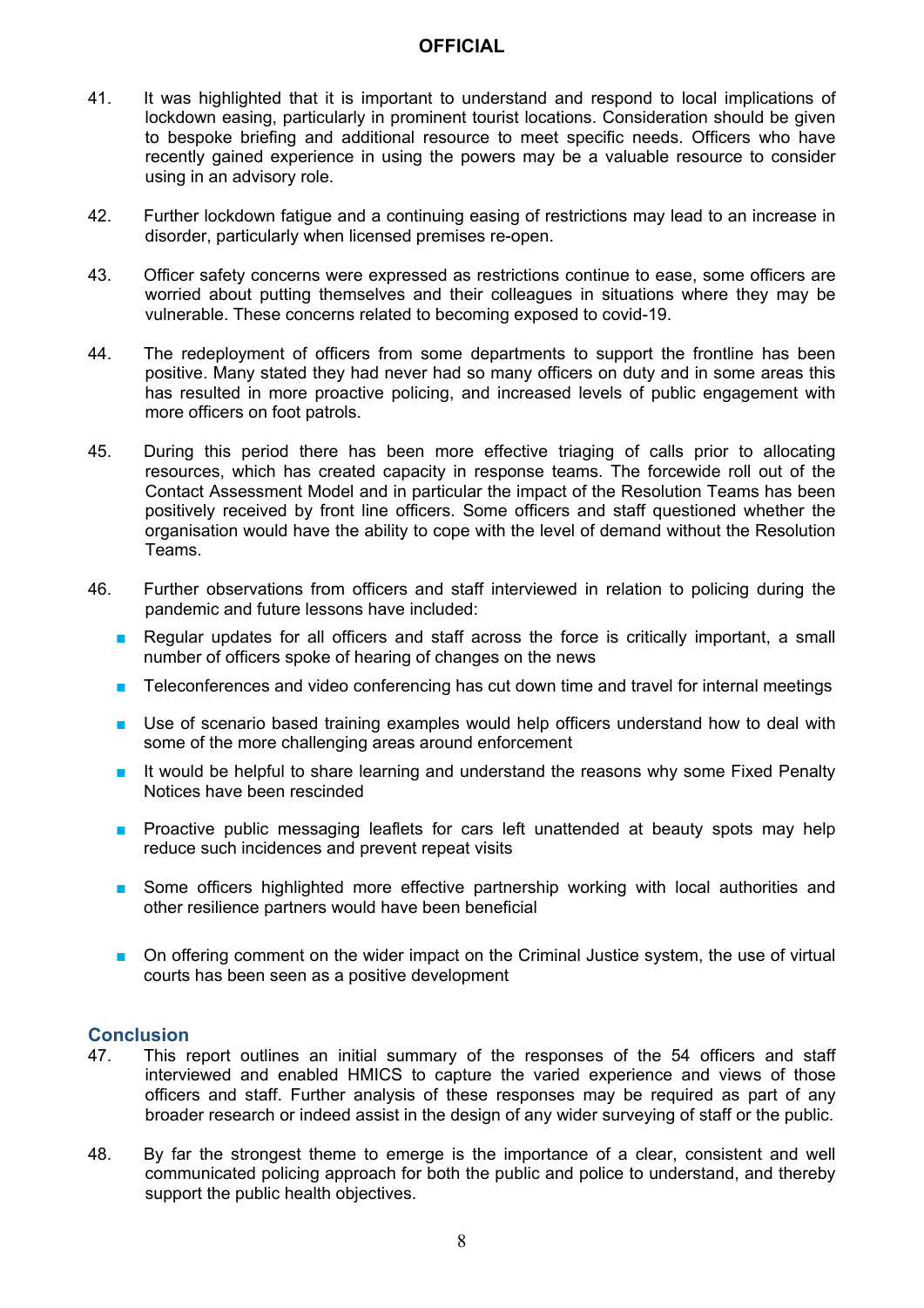41. It was highlighted that it is important to understand and respond to local implications of lockdown easing, particularly in prominent tourist locations. Consideration should be given to bespoke briefing and additional resource to meet specific needs. Officers who have recently gained experience in using the powers may be a valuable resource to consider using in an advisory role.

42. Further lockdown fatigue and a continuing easing of restrictions may lead to an increase in disorder, particularly when licensed premises re-open.

43. Officer safety concerns were expressed as restrictions continue to ease, some officers are worried about putting themselves and their colleagues in situations where they may be vulnerable. These concerns related to becoming exposed to covid-19.

44. The redeployment of officers from some departments to support the frontline has been positive. Many stated they had never had so many officers on duty and in some areas this has resulted in more proactive policing, and increased levels of public engagement with more officers on foot patrols.

45. During this period there has been more effective triaging of calls prior to allocating resources, which has created capacity in response teams. The forcewide roll out of the Contact Assessment Model and in particular the impact of the Resolution Teams has been positively received by front line officers. Some officers and staff questioned whether the organisation would have the ability to cope with the level of demand without the Resolution Teams.

46. Further observations from officers and staff interviewed in relation to policing during the pandemic and future lessons have included:

   - Regular updates for all officers and staff across the force is critically important, a small number of officers spoke of hearing of changes on the news
   - Teleconferences and video conferencing has cut down time and travel for internal meetings
   - Use of scenario based training examples would help officers understand how to deal with some of the more challenging areas around enforcement
   - It would be helpful to share learning and understand the reasons why some Fixed Penalty Notices have been rescinded
   - Proactive public messaging leaflets for cars left unattended at beauty spots may help reduce such incidences and prevent repeat visits
   - Some officers highlighted more effective partnership working with local authorities and other resilience partners would have been beneficial
   - On offering comment on the wider impact on the Criminal Justice system, the use of virtual courts has been seen as a positive development

## Conclusion

47. This report outlines an initial summary of the responses of the 54 officers and staff interviewed and enabled HMICS to capture the varied experience and views of those officers and staff. Further analysis of these responses may be required as part of any broader research or indeed assist in the design of any wider surveying of staff or the public.

48. By far the strongest theme to emerge is the importance of a clear, consistent and well communicated policing approach for both the public and police to understand, and thereby support the public health objectives.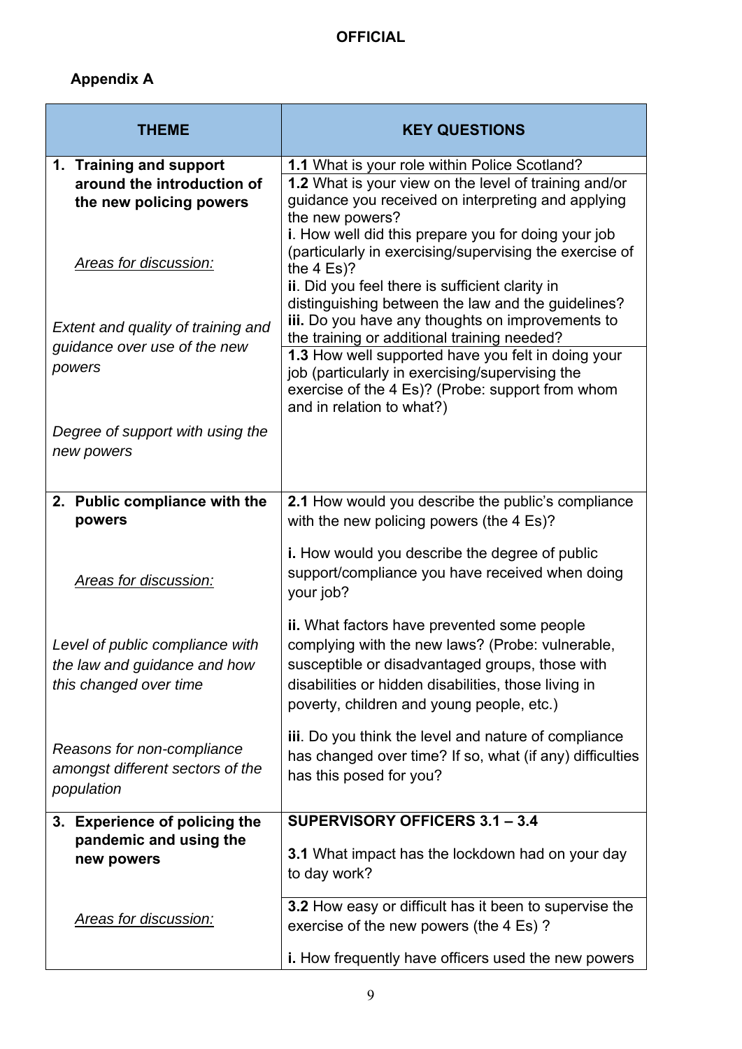**Appendix A**

| THEME | KEY QUESTIONS |
|---|---|
| **1. Training and support around the introduction of the new policing powers**<br><br>*Areas for discussion:*<br><br>*Extent and quality of training and guidance over use of the new powers*<br><br>*Degree of support with using the new powers* | **1.1** What is your role within Police Scotland?<br><br>**1.2** What is your view on the level of training and/or guidance you received on interpreting and applying the new powers?<br>**i**. How well did this prepare you for doing your job (particularly in exercising/supervising the exercise of the 4 Es)?<br>**ii**. Did you feel there is sufficient clarity in distinguishing between the law and the guidelines?<br>**iii.** Do you have any thoughts on improvements to the training or additional training needed?<br><br>**1.3** How well supported have you felt in doing your job (particularly in exercising/supervising the exercise of the 4 Es)? (Probe: support from whom and in relation to what?) |
| **2. Public compliance with the powers**<br><br>*Areas for discussion:*<br><br>*Level of public compliance with the law and guidance and how this changed over time*<br><br>*Reasons for non-compliance amongst different sectors of the population* | **2.1** How would you describe the public's compliance with the new policing powers (the 4 Es)?<br><br>**i.** How would you describe the degree of public support/compliance you have received when doing your job?<br><br>**ii.** What factors have prevented some people complying with the new laws? (Probe: vulnerable, susceptible or disadvantaged groups, those with disabilities or hidden disabilities, those living in poverty, children and young people, etc.)<br><br>**iii**. Do you think the level and nature of compliance has changed over time? If so, what (if any) difficulties has this posed for you? |
| **3. Experience of policing the pandemic and using the new powers**<br><br>*Areas for discussion:* | **SUPERVISORY OFFICERS 3.1 – 3.4**<br><br>**3.1** What impact has the lockdown had on your day to day work?<br><br>**3.2** How easy or difficult has it been to supervise the exercise of the new powers (the 4 Es) ?<br><br>**i.** How frequently have officers used the new powers |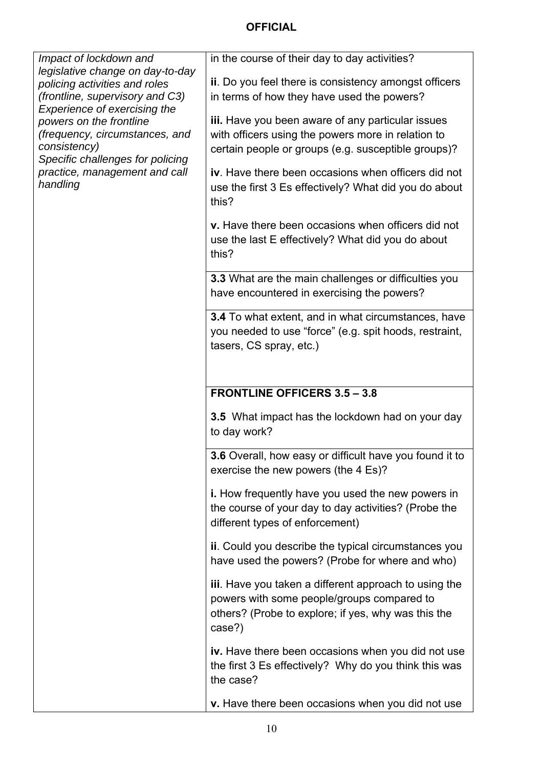**OFFICIAL**

| | |
|---|---|
| *Impact of lockdown and legislative change on day-to-day policing activities and roles (frontline, supervisory and C3)*<br>*Experience of exercising the powers on the frontline (frequency, circumstances, and consistency)*<br>*Specific challenges for policing practice, management and call handling* | in the course of their day to day activities?<br><br>**ii**. Do you feel there is consistency amongst officers in terms of how they have used the powers?<br><br>**iii.** Have you been aware of any particular issues with officers using the powers more in relation to certain people or groups (e.g. susceptible groups)?<br><br>**iv**. Have there been occasions when officers did not use the first 3 Es effectively? What did you do about this?<br><br>**v.** Have there been occasions when officers did not use the last E effectively? What did you do about this? |
| | **3.3** What are the main challenges or difficulties you have encountered in exercising the powers? |
| | **3.4** To what extent, and in what circumstances, have you needed to use "force" (e.g. spit hoods, restraint, tasers, CS spray, etc.) |
| | **FRONTLINE OFFICERS 3.5 – 3.8**<br><br>**3.5** What impact has the lockdown had on your day to day work? |
| | **3.6** Overall, how easy or difficult have you found it to exercise the new powers (the 4 Es)?<br><br>**i.** How frequently have you used the new powers in the course of your day to day activities? (Probe the different types of enforcement)<br><br>**ii**. Could you describe the typical circumstances you have used the powers? (Probe for where and who)<br><br>**iii**. Have you taken a different approach to using the powers with some people/groups compared to others? (Probe to explore; if yes, why was this the case?)<br><br>**iv.** Have there been occasions when you did not use the first 3 Es effectively? Why do you think this was the case?<br><br>**v.** Have there been occasions when you did not use |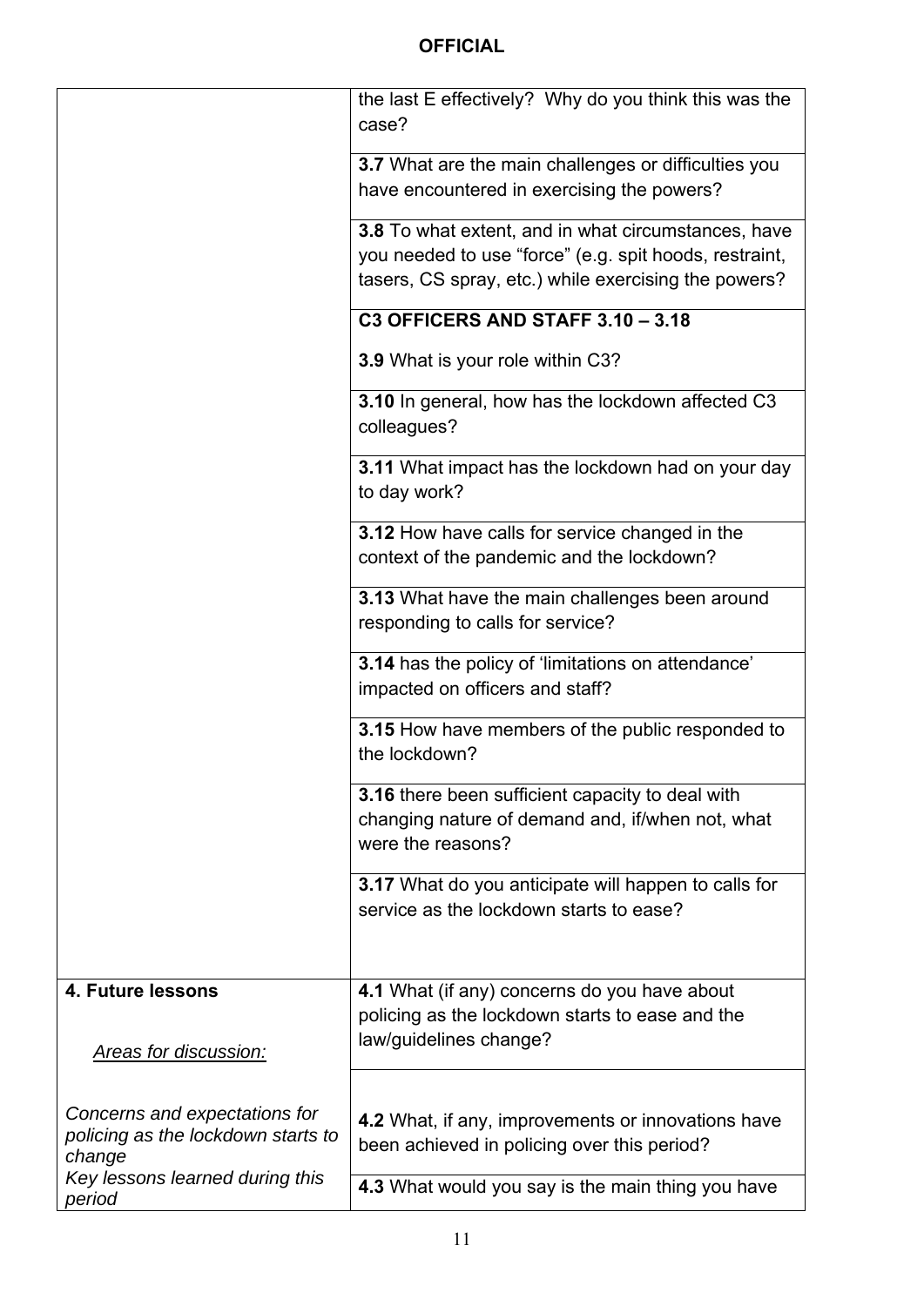**OFFICIAL**

| | |
|---|---|
| | the last E effectively? Why do you think this was the case? |
| | **3.7** What are the main challenges or difficulties you have encountered in exercising the powers? |
| | **3.8** To what extent, and in what circumstances, have you needed to use "force" (e.g. spit hoods, restraint, tasers, CS spray, etc.) while exercising the powers? |
| | **C3 OFFICERS AND STAFF 3.10 – 3.18**<br><br>**3.9** What is your role within C3? |
| | **3.10** In general, how has the lockdown affected C3 colleagues? |
| | **3.11** What impact has the lockdown had on your day to day work? |
| | **3.12** How have calls for service changed in the context of the pandemic and the lockdown? |
| | **3.13** What have the main challenges been around responding to calls for service? |
| | **3.14** has the policy of 'limitations on attendance' impacted on officers and staff? |
| | **3.15** How have members of the public responded to the lockdown? |
| | **3.16** there been sufficient capacity to deal with changing nature of demand and, if/when not, what were the reasons? |
| | **3.17** What do you anticipate will happen to calls for service as the lockdown starts to ease? |
| **4. Future lessons**<br><br>*Areas for discussion:*<br><br>*Concerns and expectations for policing as the lockdown starts to change*<br>*Key lessons learned during this period* | **4.1** What (if any) concerns do you have about policing as the lockdown starts to ease and the law/guidelines change?<br><br>**4.2** What, if any, improvements or innovations have been achieved in policing over this period?<br><br>**4.3** What would you say is the main thing you have |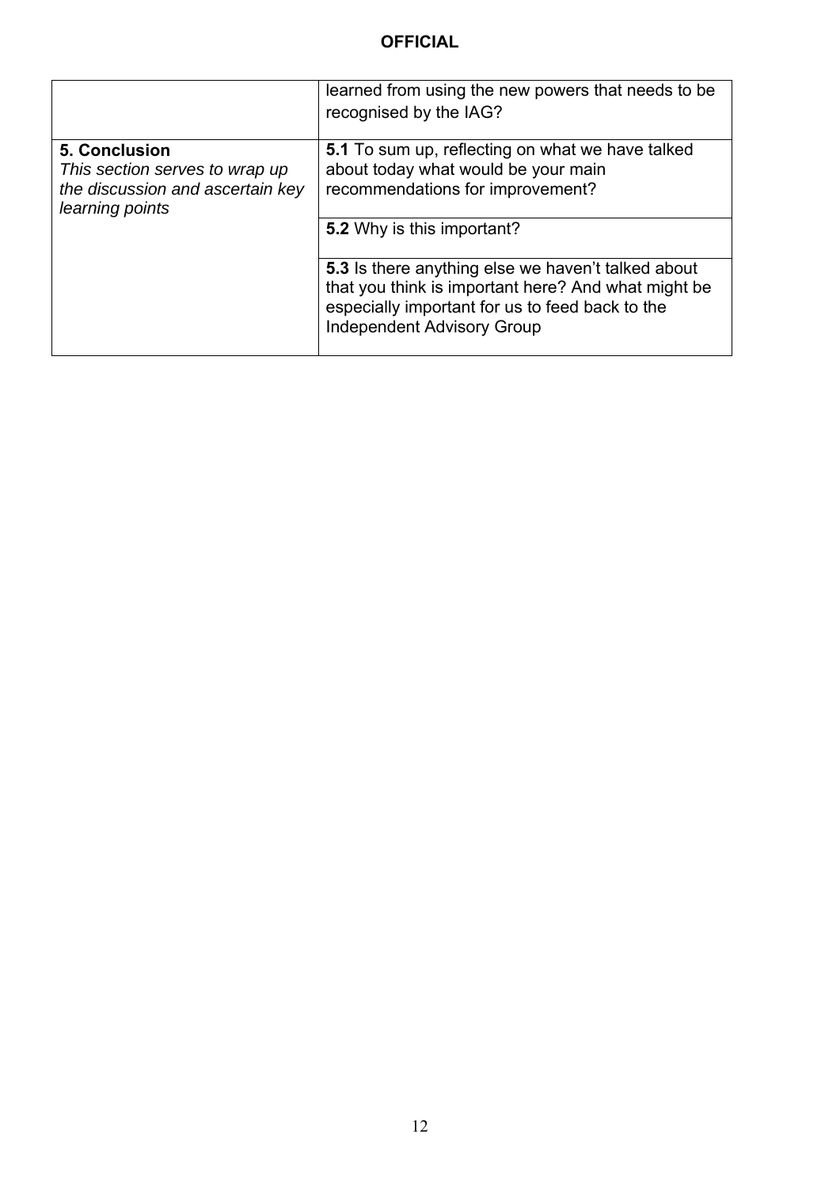| | |
|---|---|
| | learned from using the new powers that needs to be recognised by the IAG? |
| **5. Conclusion**<br>*This section serves to wrap up the discussion and ascertain key learning points* | **5.1** To sum up, reflecting on what we have talked about today what would be your main recommendations for improvement? |
| | **5.2** Why is this important? |
| | **5.3** Is there anything else we haven't talked about that you think is important here? And what might be especially important for us to feed back to the Independent Advisory Group |